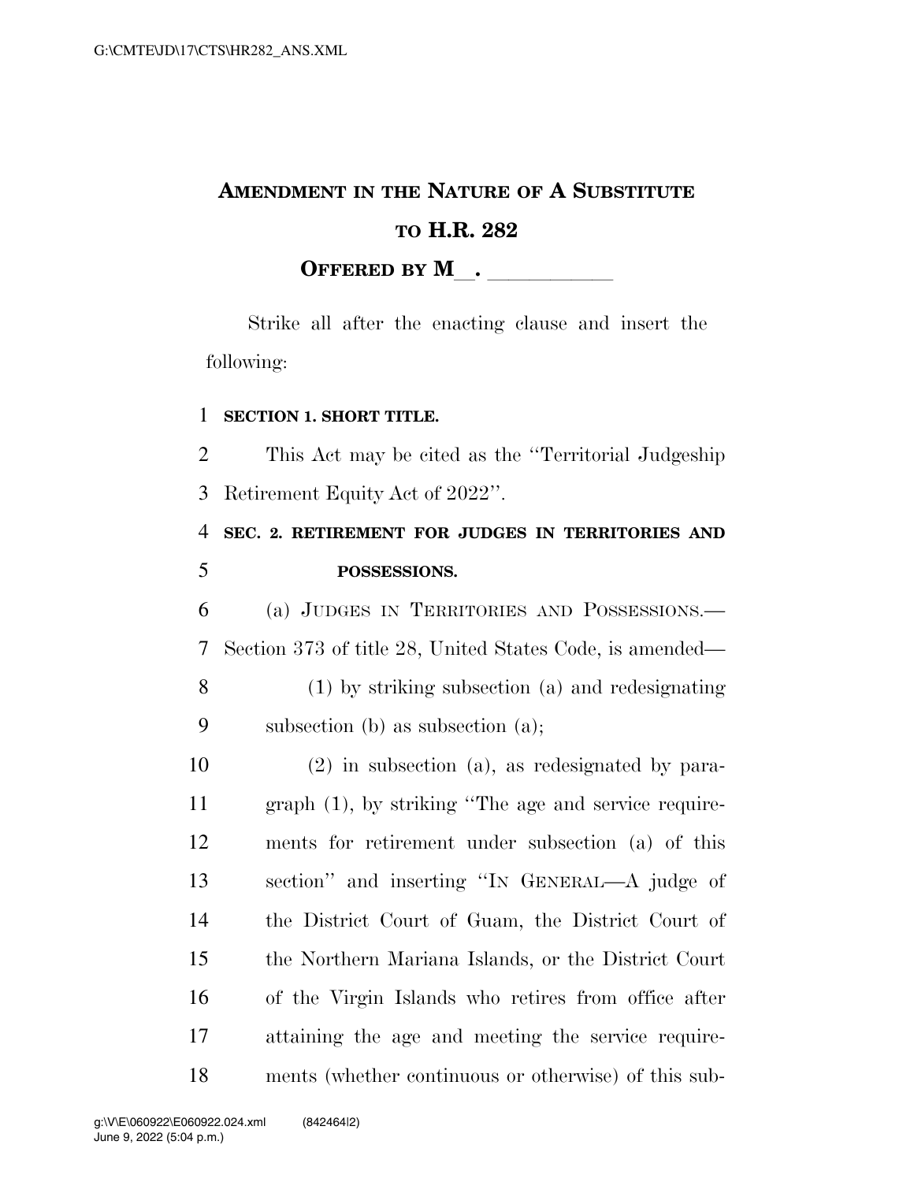# AMENDMENT IN THE NATURE OF A SUBSTITUTE TO H.R. 282

**OFFERED BY M\_\_. \_\_\_\_\_\_\_\_\_\_\_\_**

Strike all after the enacting clause and insert the following:

**SECTION 1. SHORT TITLE.**

This Act may be cited as the "Territorial Judgeship Retirement Equity Act of 2022".

**SEC. 2. RETIREMENT FOR JUDGES IN TERRITORIES AND POSSESSIONS.**

(a) JUDGES IN TERRITORIES AND POSSESSIONS.—Section 373 of title 28, United States Code, is amended—

(1) by striking subsection (a) and redesignating subsection (b) as subsection (a);

(2) in subsection (a), as redesignated by paragraph (1), by striking "The age and service requirements for retirement under subsection (a) of this section" and inserting "IN GENERAL—A judge of the District Court of Guam, the District Court of the Northern Mariana Islands, or the District Court of the Virgin Islands who retires from office after attaining the age and meeting the service requirements (whether continuous or otherwise) of this sub-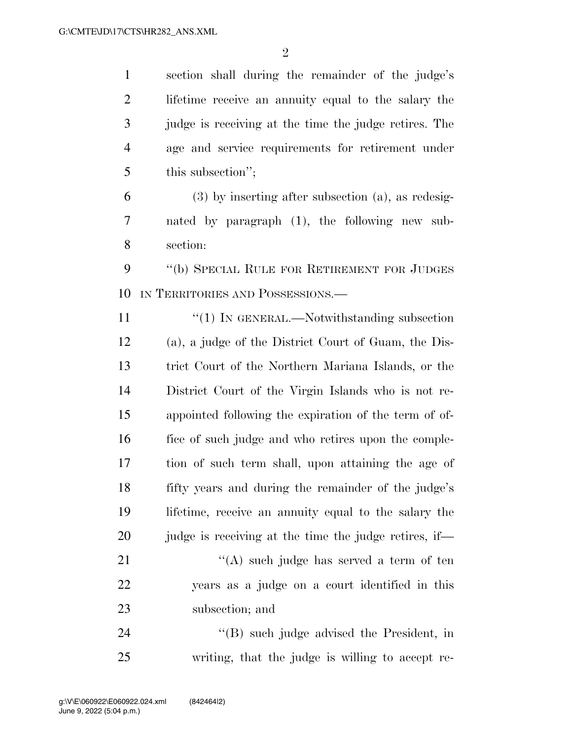section shall during the remainder of the judge's lifetime receive an annuity equal to the salary the judge is receiving at the time the judge retires. The age and service requirements for retirement under this subsection'';

(3) by inserting after subsection (a), as redesignated by paragraph (1), the following new subsection:

''(b) SPECIAL RULE FOR RETIREMENT FOR JUDGES IN TERRITORIES AND POSSESSIONS.—

''(1) IN GENERAL.—Notwithstanding subsection (a), a judge of the District Court of Guam, the District Court of the Northern Mariana Islands, or the District Court of the Virgin Islands who is not reappointed following the expiration of the term of office of such judge and who retires upon the completion of such term shall, upon attaining the age of fifty years and during the remainder of the judge's lifetime, receive an annuity equal to the salary the judge is receiving at the time the judge retires, if—

''(A) such judge has served a term of ten years as a judge on a court identified in this subsection; and

''(B) such judge advised the President, in writing, that the judge is willing to accept re-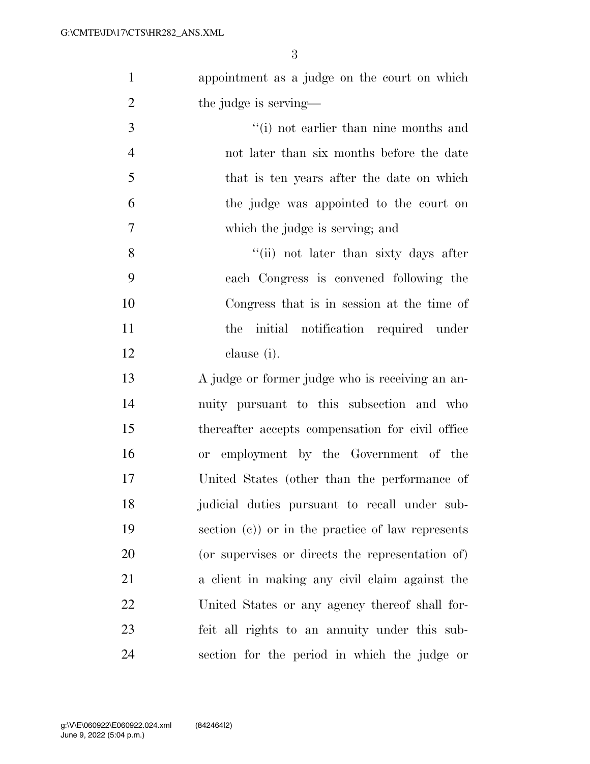appointment as a judge on the court on which the judge is serving—

''(i) not earlier than nine months and not later than six months before the date that is ten years after the date on which the judge was appointed to the court on which the judge is serving; and

''(ii) not later than sixty days after each Congress is convened following the Congress that is in session at the time of the initial notification required under clause (i).

A judge or former judge who is receiving an annuity pursuant to this subsection and who thereafter accepts compensation for civil office or employment by the Government of the United States (other than the performance of judicial duties pursuant to recall under subsection (c)) or in the practice of law represents (or supervises or directs the representation of) a client in making any civil claim against the United States or any agency thereof shall forfeit all rights to an annuity under this subsection for the period in which the judge or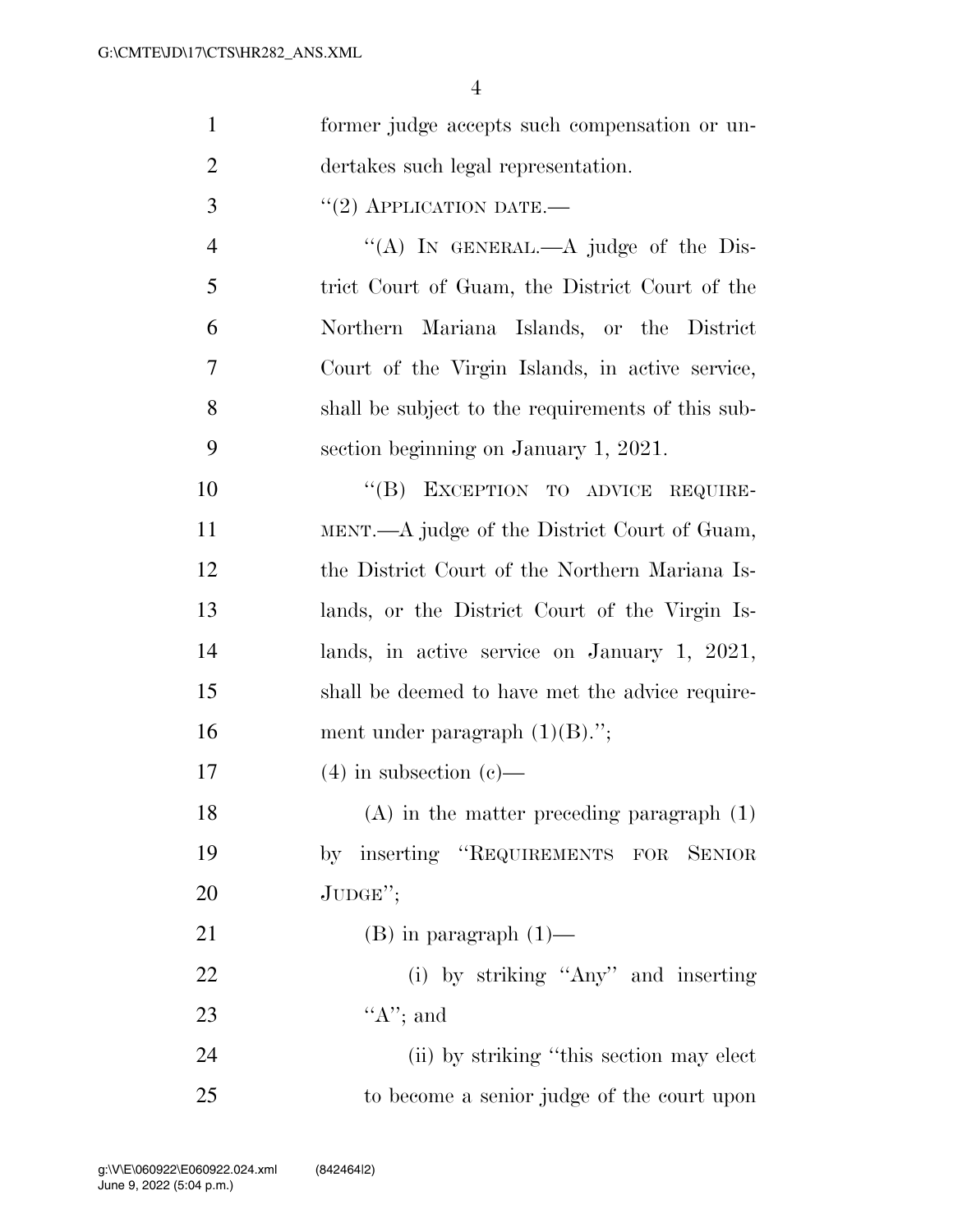former judge accepts such compensation or undertakes such legal representation.

"(2) APPLICATION DATE.—

"(A) IN GENERAL.—A judge of the District Court of Guam, the District Court of the Northern Mariana Islands, or the District Court of the Virgin Islands, in active service, shall be subject to the requirements of this subsection beginning on January 1, 2021.

"(B) EXCEPTION TO ADVICE REQUIREMENT.—A judge of the District Court of Guam, the District Court of the Northern Mariana Islands, or the District Court of the Virgin Islands, in active service on January 1, 2021, shall be deemed to have met the advice requirement under paragraph (1)(B).";

(4) in subsection (c)—

(A) in the matter preceding paragraph (1) by inserting "REQUIREMENTS FOR SENIOR JUDGE";

(B) in paragraph (1)—

(i) by striking "Any" and inserting "A"; and

(ii) by striking "this section may elect to become a senior judge of the court upon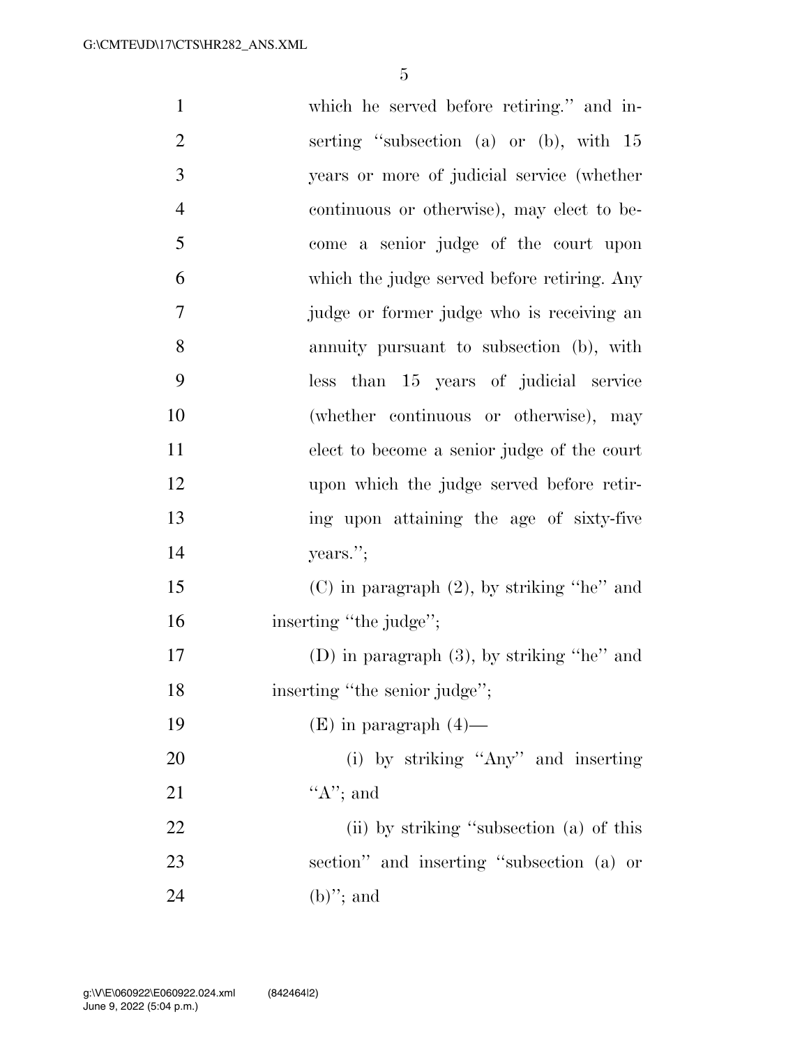which he served before retiring." and inserting "subsection (a) or (b), with 15 years or more of judicial service (whether continuous or otherwise), may elect to become a senior judge of the court upon which the judge served before retiring. Any judge or former judge who is receiving an annuity pursuant to subsection (b), with less than 15 years of judicial service (whether continuous or otherwise), may elect to become a senior judge of the court upon which the judge served before retiring upon attaining the age of sixty-five years.";

(C) in paragraph (2), by striking "he" and inserting "the judge";

(D) in paragraph (3), by striking "he" and inserting "the senior judge";

(E) in paragraph (4)—

(i) by striking "Any" and inserting "A"; and

(ii) by striking "subsection (a) of this section" and inserting "subsection (a) or (b)"; and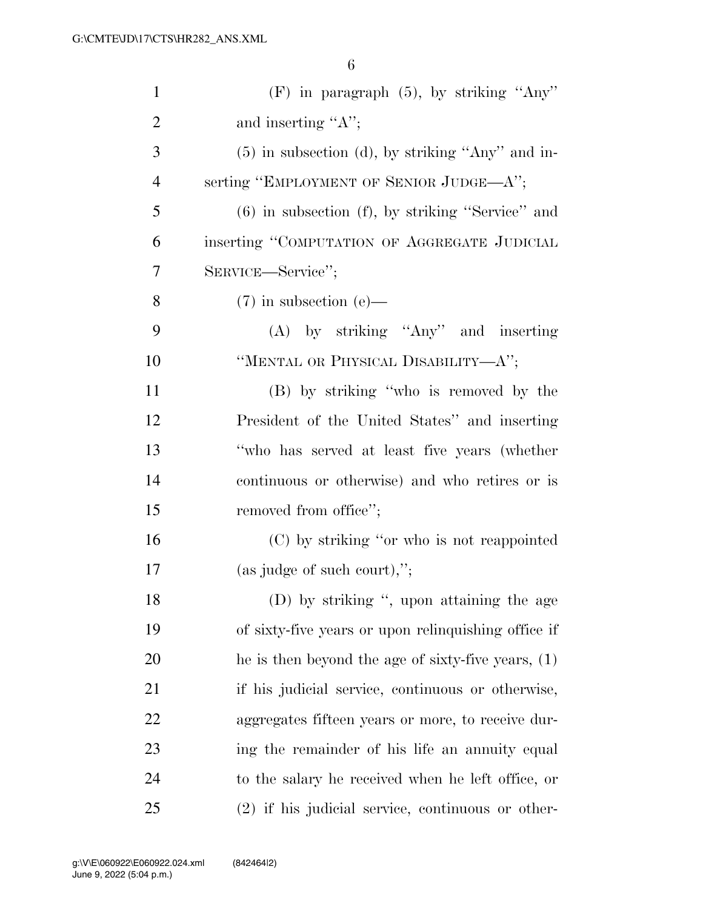(F) in paragraph (5), by striking "Any" and inserting "A";

(5) in subsection (d), by striking "Any" and inserting "EMPLOYMENT OF SENIOR JUDGE—A";

(6) in subsection (f), by striking "Service" and inserting "COMPUTATION OF AGGREGATE JUDICIAL SERVICE—Service";

(7) in subsection (e)—

(A) by striking "Any" and inserting "MENTAL OR PHYSICAL DISABILITY—A";

(B) by striking "who is removed by the President of the United States" and inserting "who has served at least five years (whether continuous or otherwise) and who retires or is removed from office";

(C) by striking "or who is not reappointed (as judge of such court),";

(D) by striking ", upon attaining the age of sixty-five years or upon relinquishing office if he is then beyond the age of sixty-five years, (1) if his judicial service, continuous or otherwise, aggregates fifteen years or more, to receive during the remainder of his life an annuity equal to the salary he received when he left office, or (2) if his judicial service, continuous or other-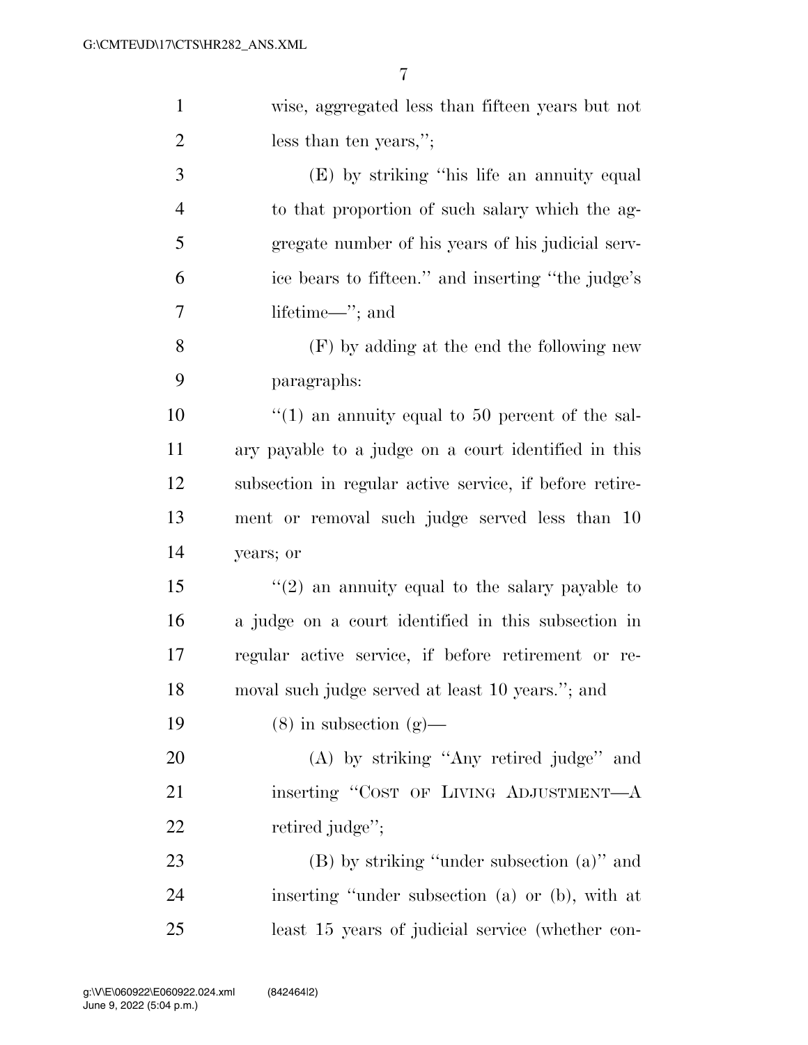wise, aggregated less than fifteen years but not less than ten years,'';

(E) by striking ''his life an annuity equal to that proportion of such salary which the aggregate number of his years of his judicial service bears to fifteen.'' and inserting ''the judge's lifetime—''; and

(F) by adding at the end the following new paragraphs:

''(1) an annuity equal to 50 percent of the salary payable to a judge on a court identified in this subsection in regular active service, if before retirement or removal such judge served less than 10 years; or

''(2) an annuity equal to the salary payable to a judge on a court identified in this subsection in regular active service, if before retirement or removal such judge served at least 10 years.''; and

(8) in subsection (g)—

(A) by striking ''Any retired judge'' and inserting ''COST OF LIVING ADJUSTMENT—A retired judge'';

(B) by striking ''under subsection (a)'' and inserting ''under subsection (a) or (b), with at least 15 years of judicial service (whether con-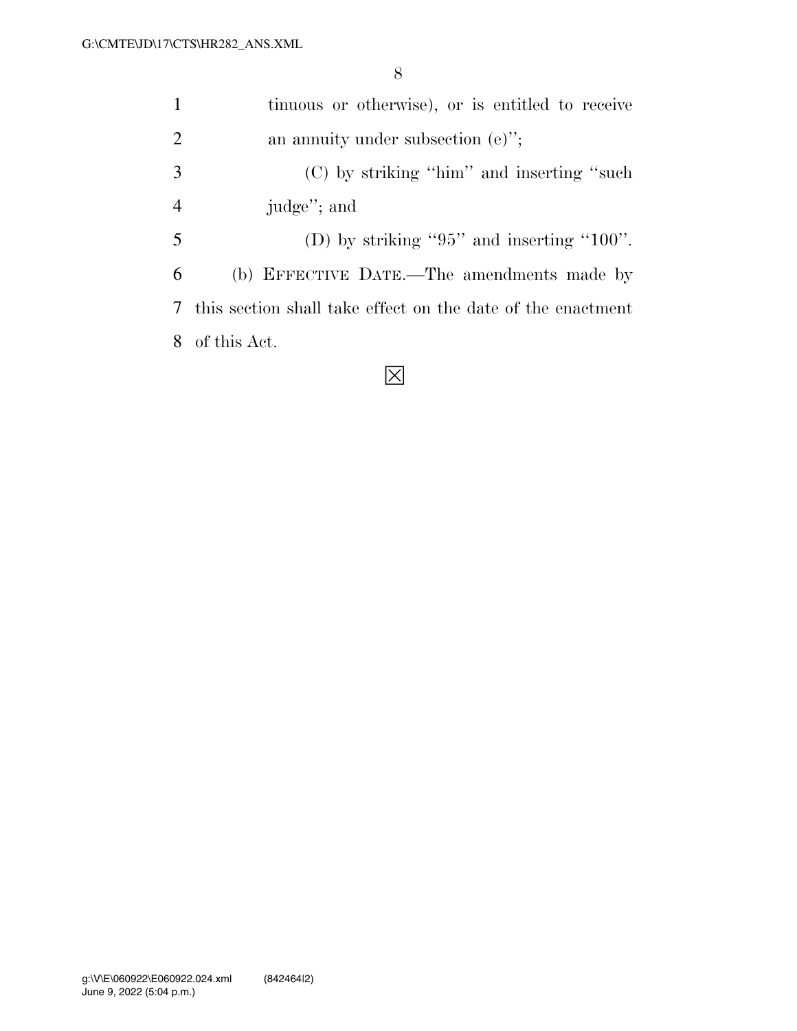tinuous or otherwise), or is entitled to receive an annuity under subsection (e)'';

(C) by striking ''him'' and inserting ''such judge''; and

(D) by striking ''95'' and inserting ''100''.

(b) EFFECTIVE DATE.—The amendments made by this section shall take effect on the date of the enactment of this Act.

☒